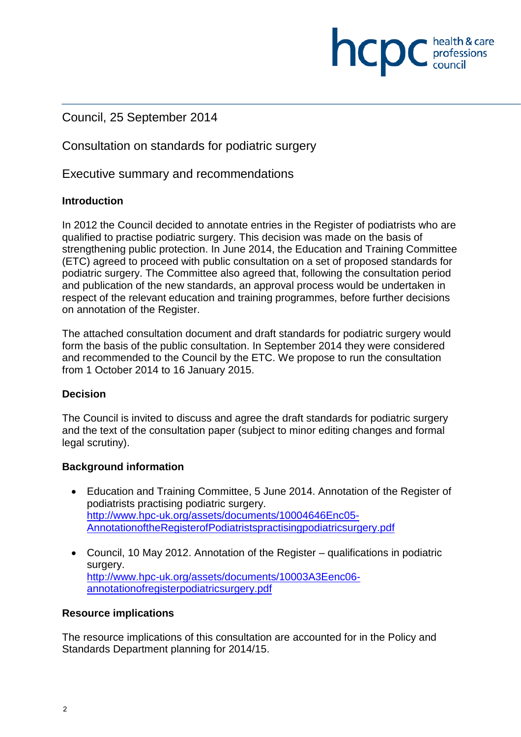Council, 25 September 2014

Consultation on standards for podiatric surgery

Executive summary and recommendations

**Introduction**

In 2012 the Council decided to annotate entries in the Register of podiatrists who are qualified to practise podiatric surgery. This decision was made on the basis of strengthening public protection. In June 2014, the Education and Training Committee (ETC) agreed to proceed with public consultation on a set of proposed standards for podiatric surgery. The Committee also agreed that, following the consultation period and publication of the new standards, an approval process would be undertaken in respect of the relevant education and training programmes, before further decisions on annotation of the Register.

The attached consultation document and draft standards for podiatric surgery would form the basis of the public consultation. In September 2014 they were considered and recommended to the Council by the ETC. We propose to run the consultation from 1 October 2014 to 16 January 2015.

**Decision**

The Council is invited to discuss and agree the draft standards for podiatric surgery and the text of the consultation paper (subject to minor editing changes and formal legal scrutiny).

**Background information**

- Education and Training Committee, 5 June 2014. Annotation of the Register of podiatrists practising podiatric surgery.
  http://www.hpc-uk.org/assets/documents/10004646Enc05-AnnotationoftheRegisterofPodiatristspractisingpodiatricsurgery.pdf

- Council, 10 May 2012. Annotation of the Register – qualifications in podiatric surgery.
  http://www.hpc-uk.org/assets/documents/10003A3Eenc06-annotationofregisterpodiatricsurgery.pdf

**Resource implications**

The resource implications of this consultation are accounted for in the Policy and Standards Department planning for 2014/15.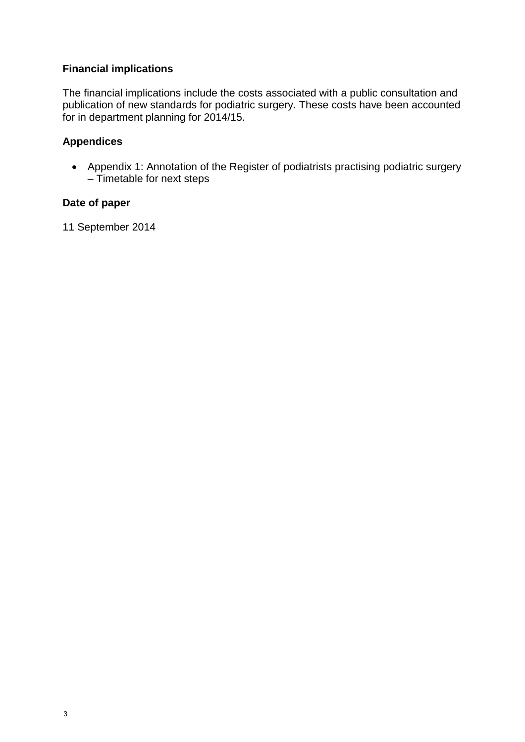**Financial implications**

The financial implications include the costs associated with a public consultation and publication of new standards for podiatric surgery. These costs have been accounted for in department planning for 2014/15.

**Appendices**

- Appendix 1: Annotation of the Register of podiatrists practising podiatric surgery – Timetable for next steps

**Date of paper**

11 September 2014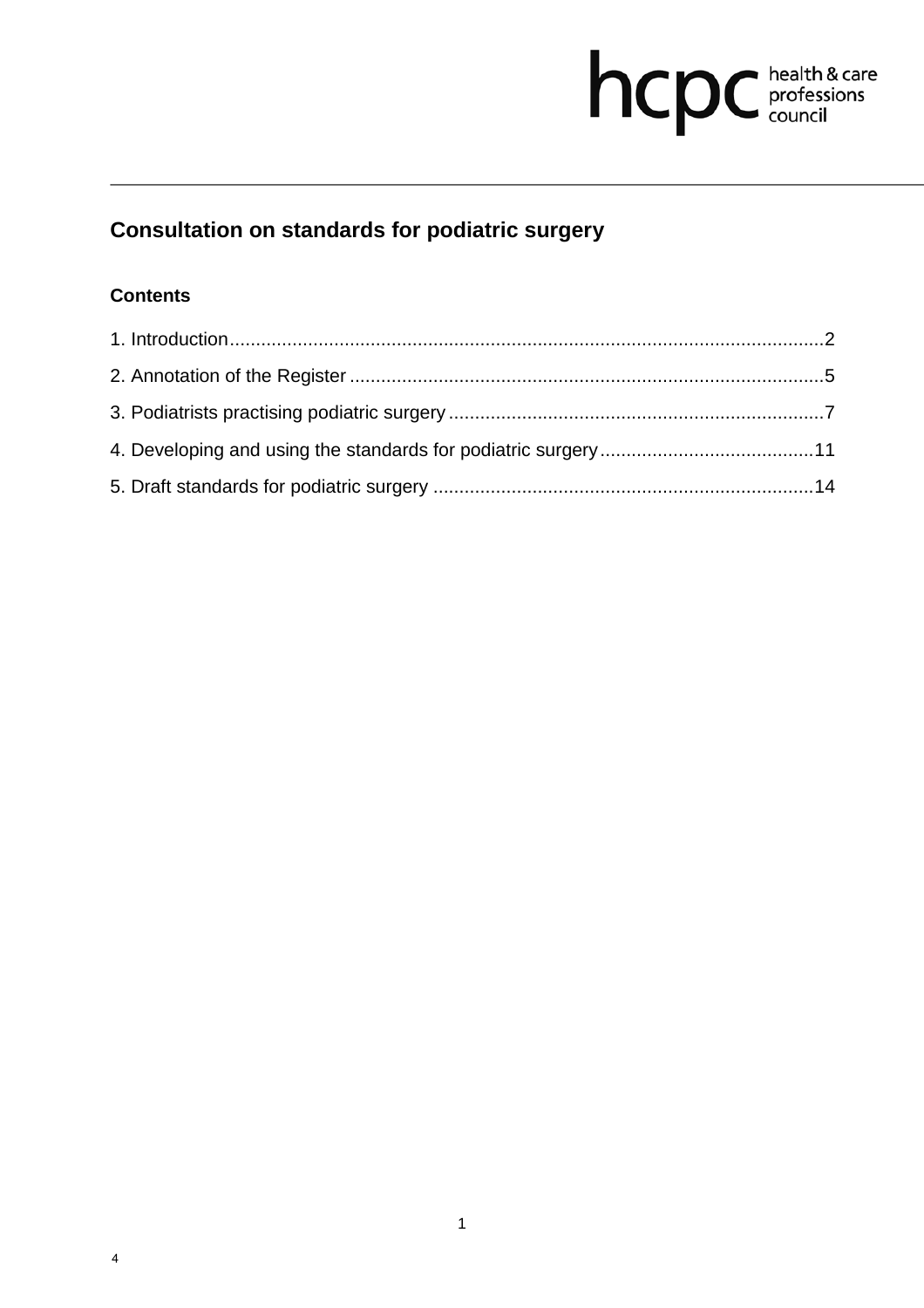# Consultation on standards for podiatric surgery

## Contents

1. Introduction..................................................................................................................2
2. Annotation of the Register ..........................................................................................5
3. Podiatrists practising podiatric surgery ........................................................................7
4. Developing and using the standards for podiatric surgery.........................................11
5. Draft standards for podiatric surgery .........................................................................14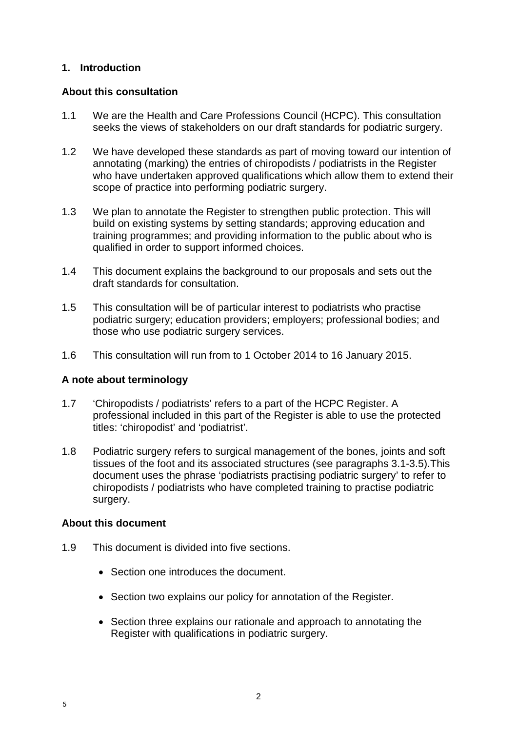## 1. Introduction

### About this consultation

1.1 We are the Health and Care Professions Council (HCPC). This consultation seeks the views of stakeholders on our draft standards for podiatric surgery.

1.2 We have developed these standards as part of moving toward our intention of annotating (marking) the entries of chiropodists / podiatrists in the Register who have undertaken approved qualifications which allow them to extend their scope of practice into performing podiatric surgery.

1.3 We plan to annotate the Register to strengthen public protection. This will build on existing systems by setting standards; approving education and training programmes; and providing information to the public about who is qualified in order to support informed choices.

1.4 This document explains the background to our proposals and sets out the draft standards for consultation.

1.5 This consultation will be of particular interest to podiatrists who practise podiatric surgery; education providers; employers; professional bodies; and those who use podiatric surgery services.

1.6 This consultation will run from to 1 October 2014 to 16 January 2015.

### A note about terminology

1.7 'Chiropodists / podiatrists' refers to a part of the HCPC Register. A professional included in this part of the Register is able to use the protected titles: 'chiropodist' and 'podiatrist'.

1.8 Podiatric surgery refers to surgical management of the bones, joints and soft tissues of the foot and its associated structures (see paragraphs 3.1-3.5).This document uses the phrase 'podiatrists practising podiatric surgery' to refer to chiropodists / podiatrists who have completed training to practise podiatric surgery.

### About this document

1.9 This document is divided into five sections.

- Section one introduces the document.
- Section two explains our policy for annotation of the Register.
- Section three explains our rationale and approach to annotating the Register with qualifications in podiatric surgery.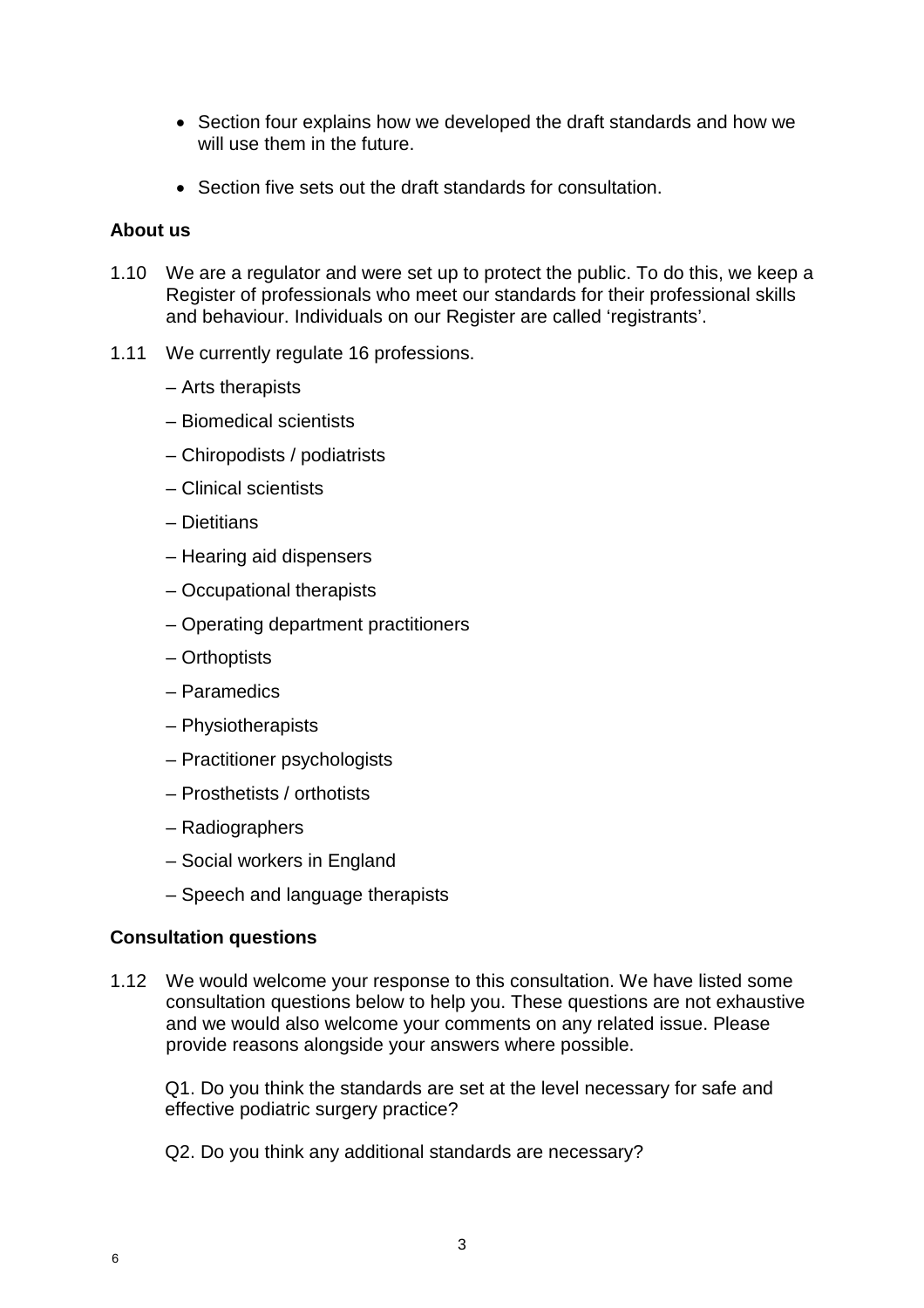- Section four explains how we developed the draft standards and how we will use them in the future.
- Section five sets out the draft standards for consultation.

## About us

1.10 We are a regulator and were set up to protect the public. To do this, we keep a Register of professionals who meet our standards for their professional skills and behaviour. Individuals on our Register are called 'registrants'.

1.11 We currently regulate 16 professions.

– Arts therapists

– Biomedical scientists

– Chiropodists / podiatrists

– Clinical scientists

– Dietitians

– Hearing aid dispensers

– Occupational therapists

– Operating department practitioners

– Orthoptists

– Paramedics

– Physiotherapists

– Practitioner psychologists

– Prosthetists / orthotists

– Radiographers

– Social workers in England

– Speech and language therapists

## Consultation questions

1.12 We would welcome your response to this consultation. We have listed some consultation questions below to help you. These questions are not exhaustive and we would also welcome your comments on any related issue. Please provide reasons alongside your answers where possible.

Q1. Do you think the standards are set at the level necessary for safe and effective podiatric surgery practice?

Q2. Do you think any additional standards are necessary?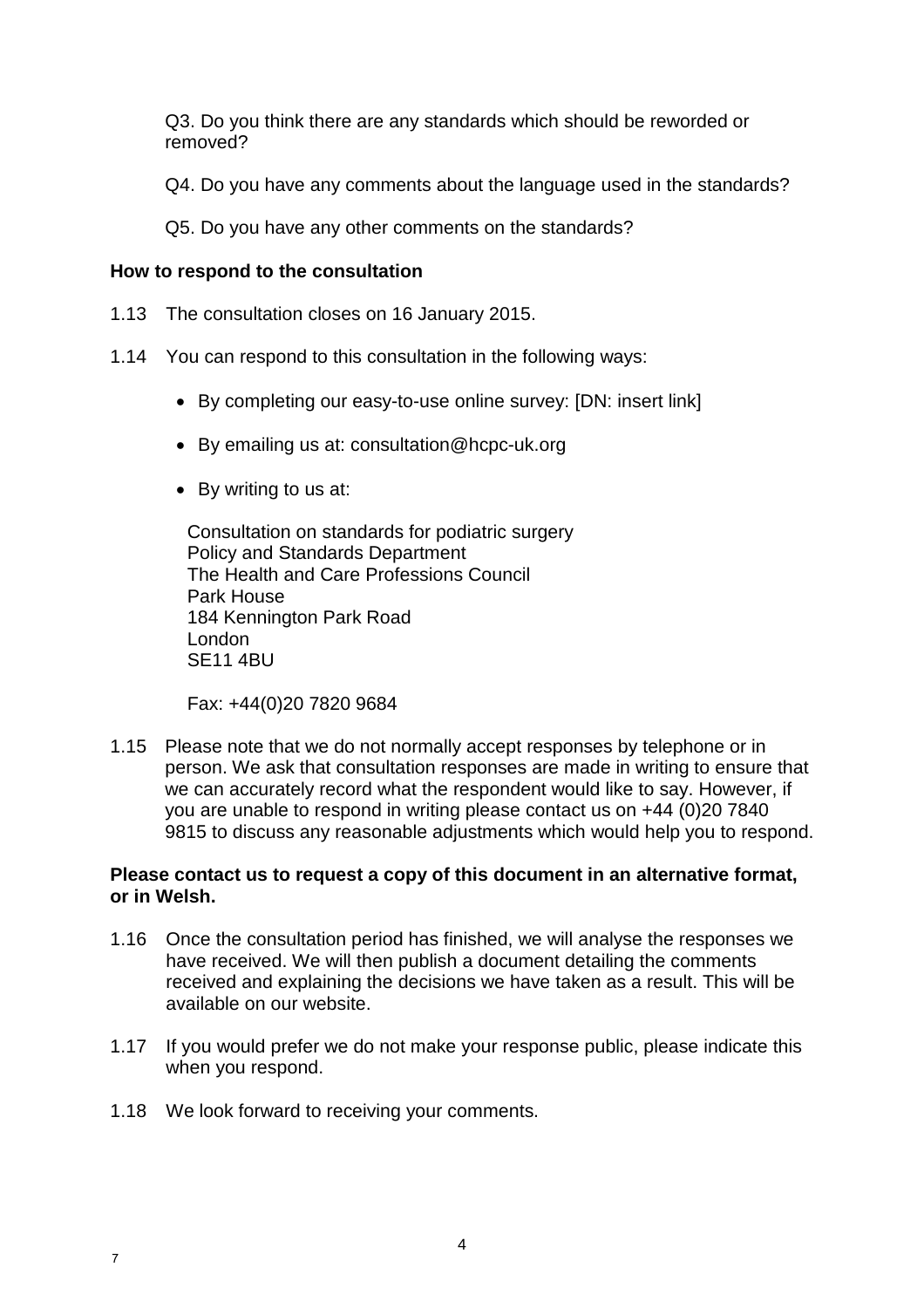Q3. Do you think there are any standards which should be reworded or removed?

Q4. Do you have any comments about the language used in the standards?

Q5. Do you have any other comments on the standards?

**How to respond to the consultation**

1.13 The consultation closes on 16 January 2015.

1.14 You can respond to this consultation in the following ways:

- By completing our easy-to-use online survey: [DN: insert link]
- By emailing us at: consultation@hcpc-uk.org
- By writing to us at:

  Consultation on standards for podiatric surgery
  Policy and Standards Department
  The Health and Care Professions Council
  Park House
  184 Kennington Park Road
  London
  SE11 4BU

  Fax: +44(0)20 7820 9684

1.15 Please note that we do not normally accept responses by telephone or in person. We ask that consultation responses are made in writing to ensure that we can accurately record what the respondent would like to say. However, if you are unable to respond in writing please contact us on +44 (0)20 7840 9815 to discuss any reasonable adjustments which would help you to respond.

**Please contact us to request a copy of this document in an alternative format, or in Welsh.**

1.16 Once the consultation period has finished, we will analyse the responses we have received. We will then publish a document detailing the comments received and explaining the decisions we have taken as a result. This will be available on our website.

1.17 If you would prefer we do not make your response public, please indicate this when you respond.

1.18 We look forward to receiving your comments.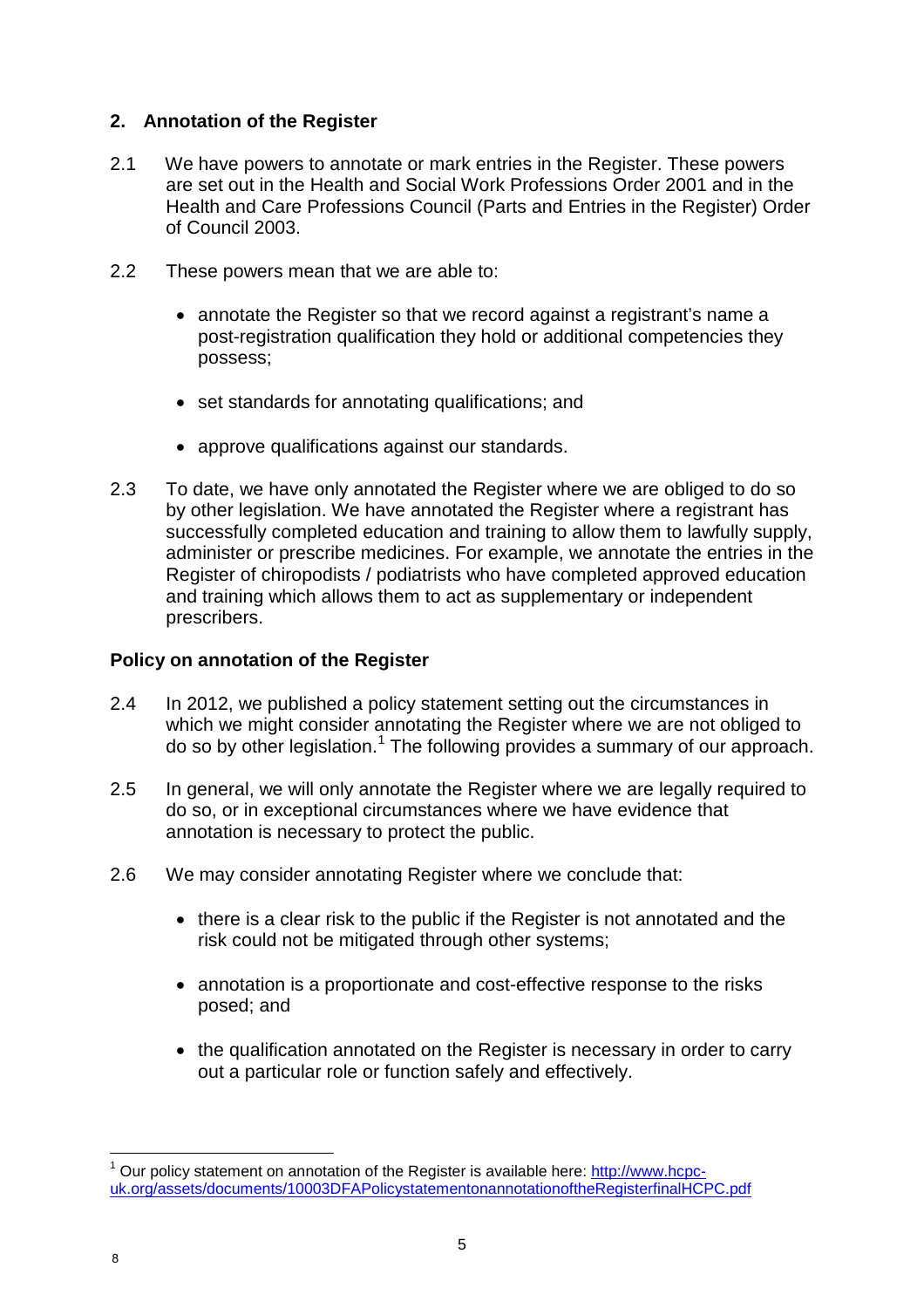## 2. Annotation of the Register

2.1 We have powers to annotate or mark entries in the Register. These powers are set out in the Health and Social Work Professions Order 2001 and in the Health and Care Professions Council (Parts and Entries in the Register) Order of Council 2003.

2.2 These powers mean that we are able to:

- annotate the Register so that we record against a registrant's name a post-registration qualification they hold or additional competencies they possess;
- set standards for annotating qualifications; and
- approve qualifications against our standards.

2.3 To date, we have only annotated the Register where we are obliged to do so by other legislation. We have annotated the Register where a registrant has successfully completed education and training to allow them to lawfully supply, administer or prescribe medicines. For example, we annotate the entries in the Register of chiropodists / podiatrists who have completed approved education and training which allows them to act as supplementary or independent prescribers.

### Policy on annotation of the Register

2.4 In 2012, we published a policy statement setting out the circumstances in which we might consider annotating the Register where we are not obliged to do so by other legislation.[1] The following provides a summary of our approach.

2.5 In general, we will only annotate the Register where we are legally required to do so, or in exceptional circumstances where we have evidence that annotation is necessary to protect the public.

2.6 We may consider annotating Register where we conclude that:

- there is a clear risk to the public if the Register is not annotated and the risk could not be mitigated through other systems;
- annotation is a proportionate and cost-effective response to the risks posed; and
- the qualification annotated on the Register is necessary in order to carry out a particular role or function safely and effectively.

[1] Our policy statement on annotation of the Register is available here: http://www.hcpc-uk.org/assets/documents/10003DFAPolicystatementonannotationoftheRegisterfinalHCPC.pdf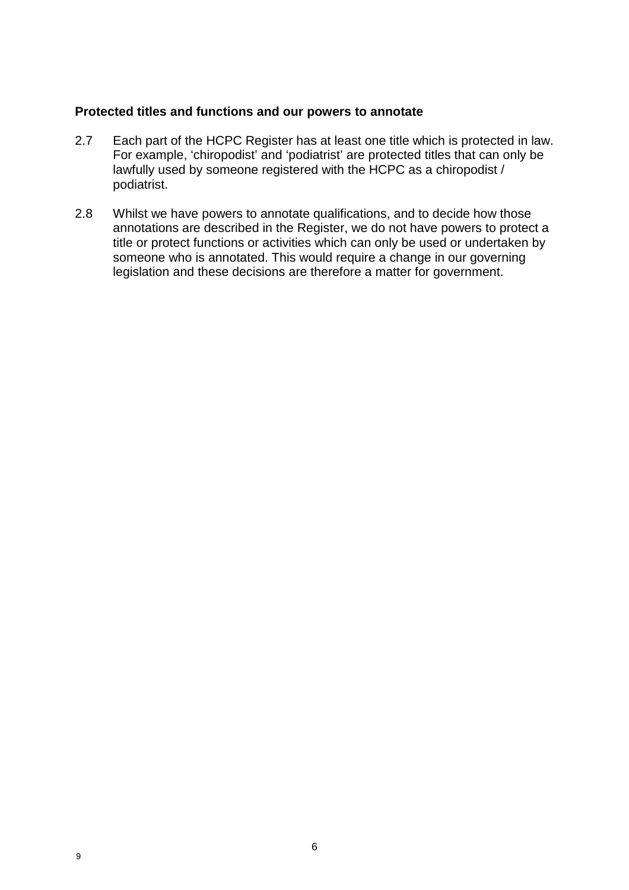**Protected titles and functions and our powers to annotate**

2.7 Each part of the HCPC Register has at least one title which is protected in law. For example, 'chiropodist' and 'podiatrist' are protected titles that can only be lawfully used by someone registered with the HCPC as a chiropodist / podiatrist.

2.8 Whilst we have powers to annotate qualifications, and to decide how those annotations are described in the Register, we do not have powers to protect a title or protect functions or activities which can only be used or undertaken by someone who is annotated. This would require a change in our governing legislation and these decisions are therefore a matter for government.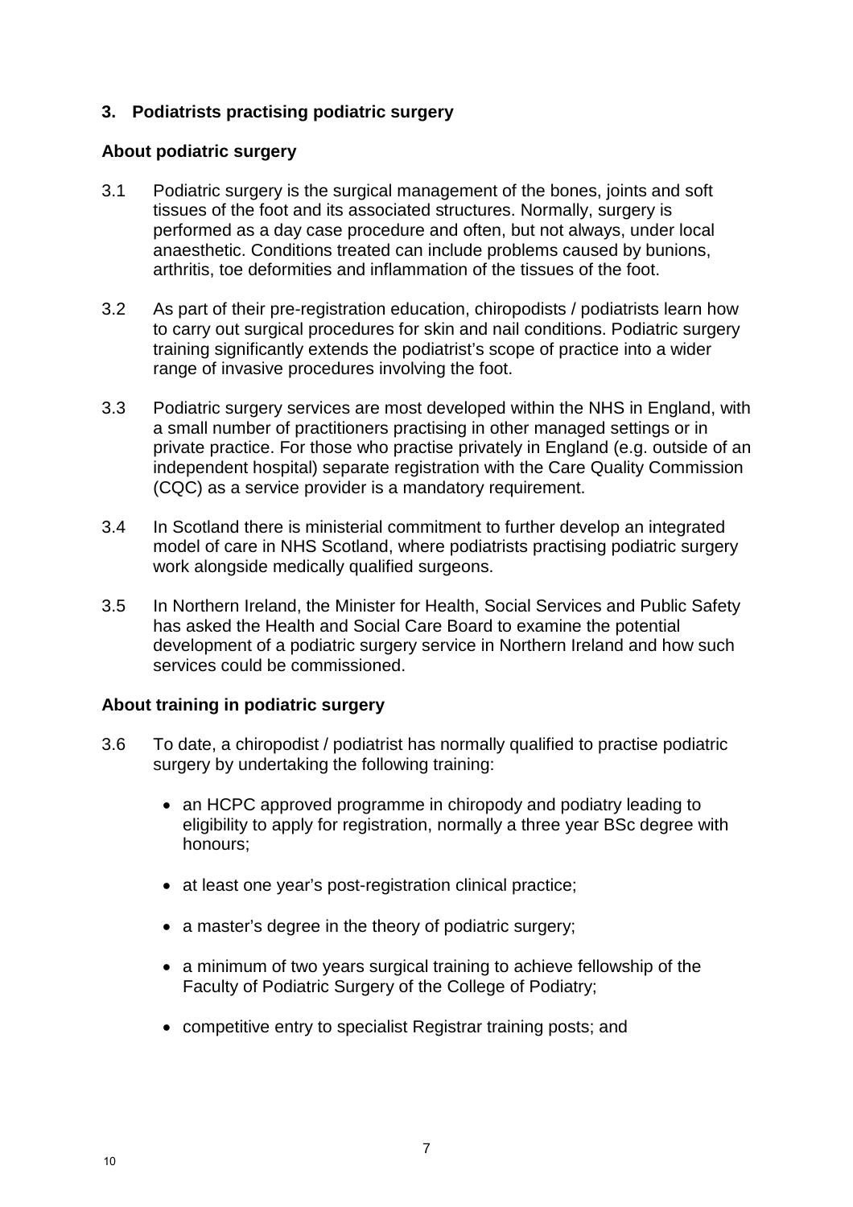## 3. Podiatrists practising podiatric surgery

### About podiatric surgery

3.1 Podiatric surgery is the surgical management of the bones, joints and soft tissues of the foot and its associated structures. Normally, surgery is performed as a day case procedure and often, but not always, under local anaesthetic. Conditions treated can include problems caused by bunions, arthritis, toe deformities and inflammation of the tissues of the foot.

3.2 As part of their pre-registration education, chiropodists / podiatrists learn how to carry out surgical procedures for skin and nail conditions. Podiatric surgery training significantly extends the podiatrist's scope of practice into a wider range of invasive procedures involving the foot.

3.3 Podiatric surgery services are most developed within the NHS in England, with a small number of practitioners practising in other managed settings or in private practice. For those who practise privately in England (e.g. outside of an independent hospital) separate registration with the Care Quality Commission (CQC) as a service provider is a mandatory requirement.

3.4 In Scotland there is ministerial commitment to further develop an integrated model of care in NHS Scotland, where podiatrists practising podiatric surgery work alongside medically qualified surgeons.

3.5 In Northern Ireland, the Minister for Health, Social Services and Public Safety has asked the Health and Social Care Board to examine the potential development of a podiatric surgery service in Northern Ireland and how such services could be commissioned.

### About training in podiatric surgery

3.6 To date, a chiropodist / podiatrist has normally qualified to practise podiatric surgery by undertaking the following training:

- an HCPC approved programme in chiropody and podiatry leading to eligibility to apply for registration, normally a three year BSc degree with honours;
- at least one year's post-registration clinical practice;
- a master's degree in the theory of podiatric surgery;
- a minimum of two years surgical training to achieve fellowship of the Faculty of Podiatric Surgery of the College of Podiatry;
- competitive entry to specialist Registrar training posts; and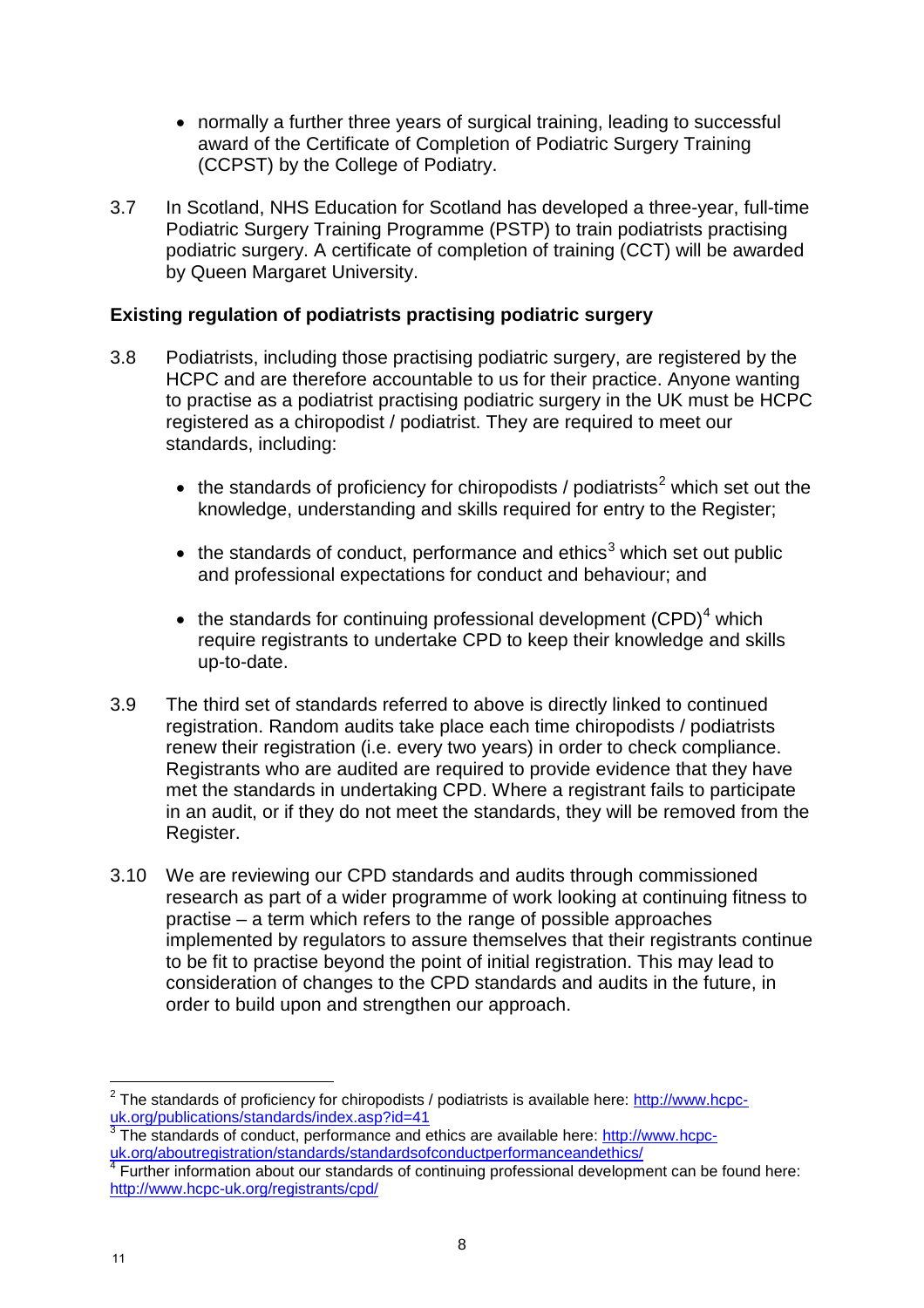- normally a further three years of surgical training, leading to successful award of the Certificate of Completion of Podiatric Surgery Training (CCPST) by the College of Podiatry.

3.7 In Scotland, NHS Education for Scotland has developed a three-year, full-time Podiatric Surgery Training Programme (PSTP) to train podiatrists practising podiatric surgery. A certificate of completion of training (CCT) will be awarded by Queen Margaret University.

**Existing regulation of podiatrists practising podiatric surgery**

3.8 Podiatrists, including those practising podiatric surgery, are registered by the HCPC and are therefore accountable to us for their practice. Anyone wanting to practise as a podiatrist practising podiatric surgery in the UK must be HCPC registered as a chiropodist / podiatrist. They are required to meet our standards, including:

- the standards of proficiency for chiropodists / podiatrists[2] which set out the knowledge, understanding and skills required for entry to the Register;
- the standards of conduct, performance and ethics[3] which set out public and professional expectations for conduct and behaviour; and
- the standards for continuing professional development (CPD)[4] which require registrants to undertake CPD to keep their knowledge and skills up-to-date.

3.9 The third set of standards referred to above is directly linked to continued registration. Random audits take place each time chiropodists / podiatrists renew their registration (i.e. every two years) in order to check compliance. Registrants who are audited are required to provide evidence that they have met the standards in undertaking CPD. Where a registrant fails to participate in an audit, or if they do not meet the standards, they will be removed from the Register.

3.10 We are reviewing our CPD standards and audits through commissioned research as part of a wider programme of work looking at continuing fitness to practise – a term which refers to the range of possible approaches implemented by regulators to assure themselves that their registrants continue to be fit to practise beyond the point of initial registration. This may lead to consideration of changes to the CPD standards and audits in the future, in order to build upon and strengthen our approach.

---

[2] The standards of proficiency for chiropodists / podiatrists is available here: http://www.hcpc-uk.org/publications/standards/index.asp?id=41

[3] The standards of conduct, performance and ethics are available here: http://www.hcpc-uk.org/aboutregistration/standards/standardsofconductperformanceandethics/

[4] Further information about our standards of continuing professional development can be found here: http://www.hcpc-uk.org/registrants/cpd/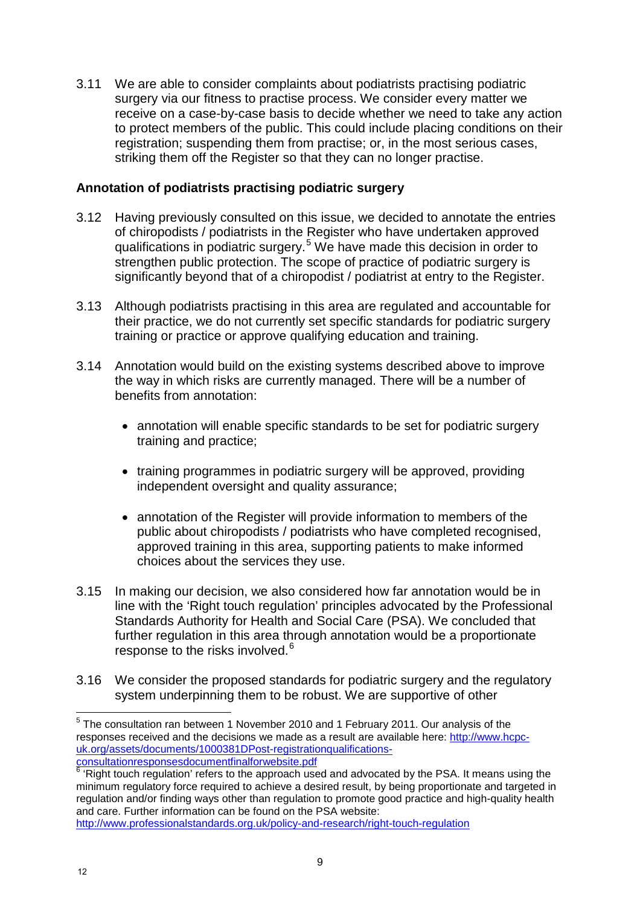3.11 We are able to consider complaints about podiatrists practising podiatric surgery via our fitness to practise process. We consider every matter we receive on a case-by-case basis to decide whether we need to take any action to protect members of the public. This could include placing conditions on their registration; suspending them from practise; or, in the most serious cases, striking them off the Register so that they can no longer practise.

**Annotation of podiatrists practising podiatric surgery**

3.12 Having previously consulted on this issue, we decided to annotate the entries of chiropodists / podiatrists in the Register who have undertaken approved qualifications in podiatric surgery.[5] We have made this decision in order to strengthen public protection. The scope of practice of podiatric surgery is significantly beyond that of a chiropodist / podiatrist at entry to the Register.

3.13 Although podiatrists practising in this area are regulated and accountable for their practice, we do not currently set specific standards for podiatric surgery training or practice or approve qualifying education and training.

3.14 Annotation would build on the existing systems described above to improve the way in which risks are currently managed. There will be a number of benefits from annotation:

- annotation will enable specific standards to be set for podiatric surgery training and practice;
- training programmes in podiatric surgery will be approved, providing independent oversight and quality assurance;
- annotation of the Register will provide information to members of the public about chiropodists / podiatrists who have completed recognised, approved training in this area, supporting patients to make informed choices about the services they use.

3.15 In making our decision, we also considered how far annotation would be in line with the 'Right touch regulation' principles advocated by the Professional Standards Authority for Health and Social Care (PSA). We concluded that further regulation in this area through annotation would be a proportionate response to the risks involved.[6]

3.16 We consider the proposed standards for podiatric surgery and the regulatory system underpinning them to be robust. We are supportive of other

---

[5] The consultation ran between 1 November 2010 and 1 February 2011. Our analysis of the responses received and the decisions we made as a result are available here: http://www.hcpc-uk.org/assets/documents/1000381DPost-registrationqualifications-consultationresponsesdocumentfinalforwebsite.pdf

[6] 'Right touch regulation' refers to the approach used and advocated by the PSA. It means using the minimum regulatory force required to achieve a desired result, by being proportionate and targeted in regulation and/or finding ways other than regulation to promote good practice and high-quality health and care. Further information can be found on the PSA website: http://www.professionalstandards.org.uk/policy-and-research/right-touch-regulation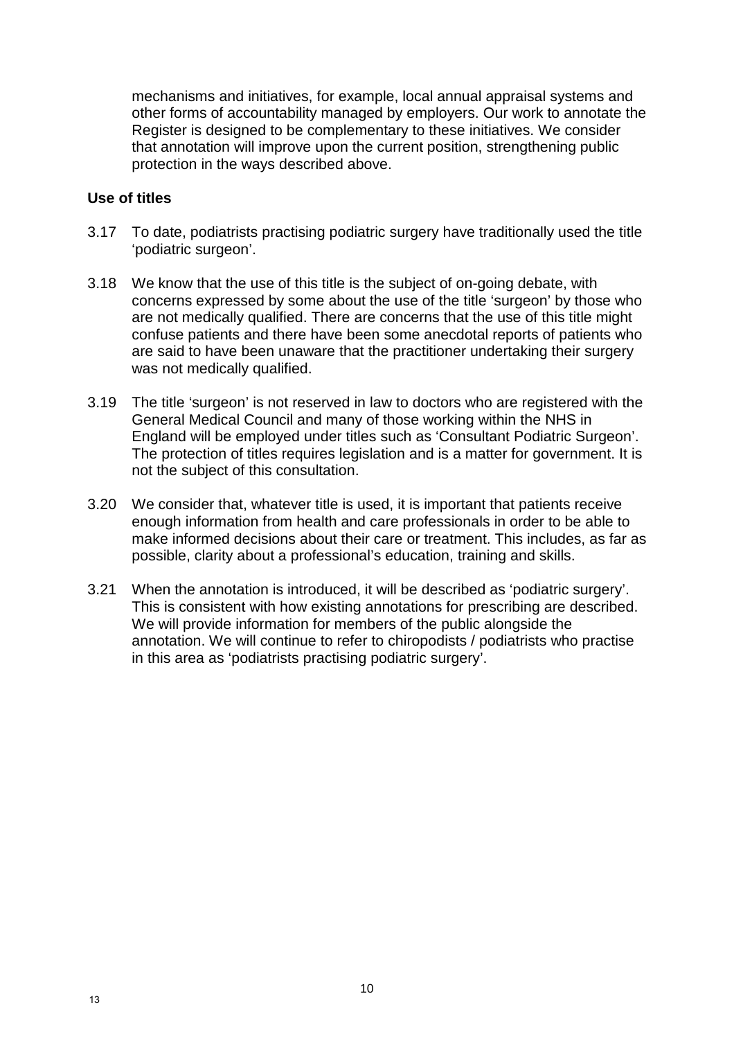mechanisms and initiatives, for example, local annual appraisal systems and other forms of accountability managed by employers. Our work to annotate the Register is designed to be complementary to these initiatives. We consider that annotation will improve upon the current position, strengthening public protection in the ways described above.

### Use of titles

3.17 To date, podiatrists practising podiatric surgery have traditionally used the title 'podiatric surgeon'.

3.18 We know that the use of this title is the subject of on-going debate, with concerns expressed by some about the use of the title 'surgeon' by those who are not medically qualified. There are concerns that the use of this title might confuse patients and there have been some anecdotal reports of patients who are said to have been unaware that the practitioner undertaking their surgery was not medically qualified.

3.19 The title 'surgeon' is not reserved in law to doctors who are registered with the General Medical Council and many of those working within the NHS in England will be employed under titles such as 'Consultant Podiatric Surgeon'. The protection of titles requires legislation and is a matter for government. It is not the subject of this consultation.

3.20 We consider that, whatever title is used, it is important that patients receive enough information from health and care professionals in order to be able to make informed decisions about their care or treatment. This includes, as far as possible, clarity about a professional's education, training and skills.

3.21 When the annotation is introduced, it will be described as 'podiatric surgery'. This is consistent with how existing annotations for prescribing are described. We will provide information for members of the public alongside the annotation. We will continue to refer to chiropodists / podiatrists who practise in this area as 'podiatrists practising podiatric surgery'.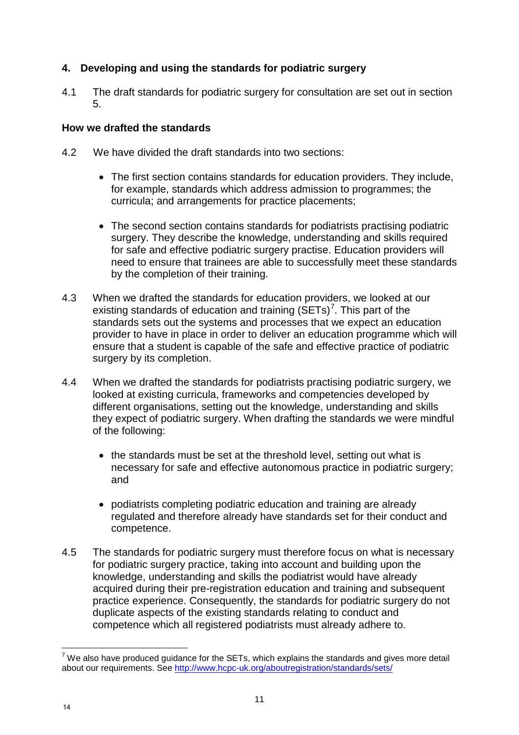## 4. Developing and using the standards for podiatric surgery

4.1 The draft standards for podiatric surgery for consultation are set out in section 5.

### How we drafted the standards

4.2 We have divided the draft standards into two sections:

- The first section contains standards for education providers. They include, for example, standards which address admission to programmes; the curricula; and arrangements for practice placements;
- The second section contains standards for podiatrists practising podiatric surgery. They describe the knowledge, understanding and skills required for safe and effective podiatric surgery practise. Education providers will need to ensure that trainees are able to successfully meet these standards by the completion of their training.

4.3 When we drafted the standards for education providers, we looked at our existing standards of education and training (SETs)[7]. This part of the standards sets out the systems and processes that we expect an education provider to have in place in order to deliver an education programme which will ensure that a student is capable of the safe and effective practice of podiatric surgery by its completion.

4.4 When we drafted the standards for podiatrists practising podiatric surgery, we looked at existing curricula, frameworks and competencies developed by different organisations, setting out the knowledge, understanding and skills they expect of podiatric surgery. When drafting the standards we were mindful of the following:

- the standards must be set at the threshold level, setting out what is necessary for safe and effective autonomous practice in podiatric surgery; and
- podiatrists completing podiatric education and training are already regulated and therefore already have standards set for their conduct and competence.

4.5 The standards for podiatric surgery must therefore focus on what is necessary for podiatric surgery practice, taking into account and building upon the knowledge, understanding and skills the podiatrist would have already acquired during their pre-registration education and training and subsequent practice experience. Consequently, the standards for podiatric surgery do not duplicate aspects of the existing standards relating to conduct and competence which all registered podiatrists must already adhere to.

[7] We also have produced guidance for the SETs, which explains the standards and gives more detail about our requirements. See http://www.hcpc-uk.org/aboutregistration/standards/sets/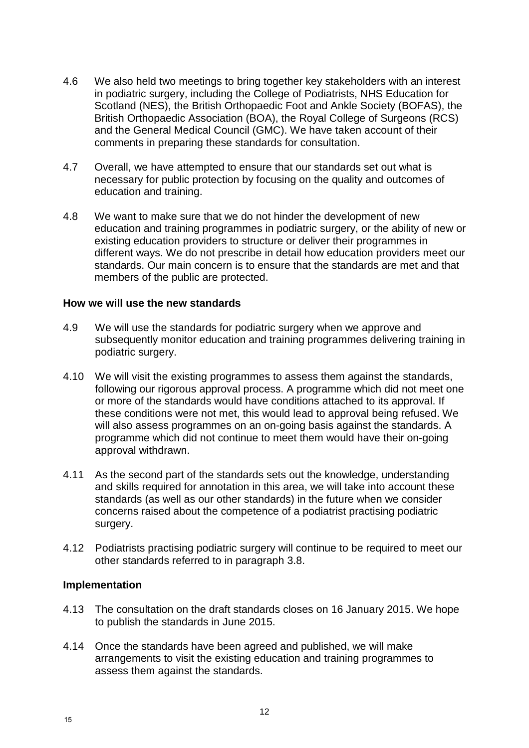4.6 We also held two meetings to bring together key stakeholders with an interest in podiatric surgery, including the College of Podiatrists, NHS Education for Scotland (NES), the British Orthopaedic Foot and Ankle Society (BOFAS), the British Orthopaedic Association (BOA), the Royal College of Surgeons (RCS) and the General Medical Council (GMC). We have taken account of their comments in preparing these standards for consultation.

4.7 Overall, we have attempted to ensure that our standards set out what is necessary for public protection by focusing on the quality and outcomes of education and training.

4.8 We want to make sure that we do not hinder the development of new education and training programmes in podiatric surgery, or the ability of new or existing education providers to structure or deliver their programmes in different ways. We do not prescribe in detail how education providers meet our standards. Our main concern is to ensure that the standards are met and that members of the public are protected.

**How we will use the new standards**

4.9 We will use the standards for podiatric surgery when we approve and subsequently monitor education and training programmes delivering training in podiatric surgery.

4.10 We will visit the existing programmes to assess them against the standards, following our rigorous approval process. A programme which did not meet one or more of the standards would have conditions attached to its approval. If these conditions were not met, this would lead to approval being refused. We will also assess programmes on an on-going basis against the standards. A programme which did not continue to meet them would have their on-going approval withdrawn.

4.11 As the second part of the standards sets out the knowledge, understanding and skills required for annotation in this area, we will take into account these standards (as well as our other standards) in the future when we consider concerns raised about the competence of a podiatrist practising podiatric surgery.

4.12 Podiatrists practising podiatric surgery will continue to be required to meet our other standards referred to in paragraph 3.8.

**Implementation**

4.13 The consultation on the draft standards closes on 16 January 2015. We hope to publish the standards in June 2015.

4.14 Once the standards have been agreed and published, we will make arrangements to visit the existing education and training programmes to assess them against the standards.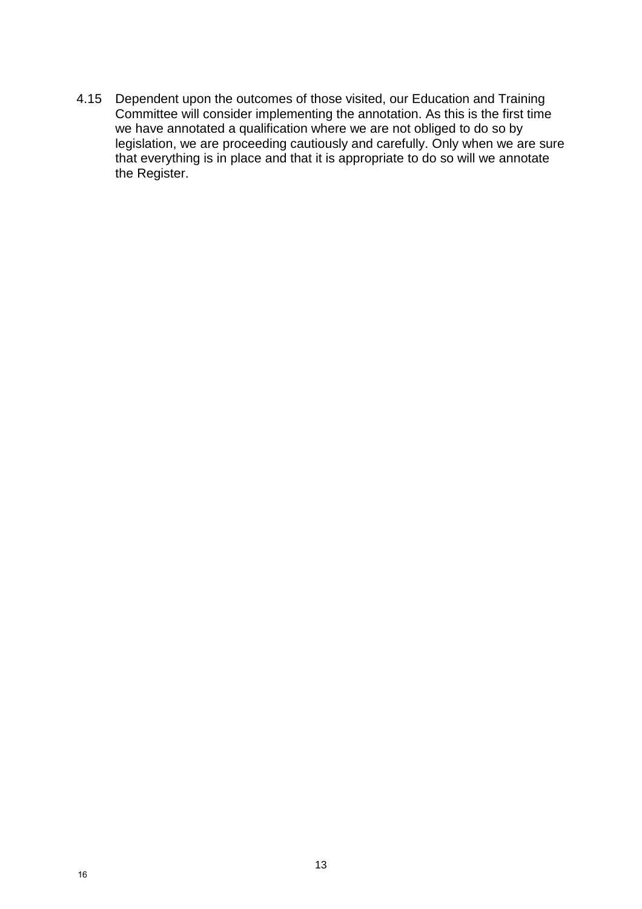4.15 Dependent upon the outcomes of those visited, our Education and Training Committee will consider implementing the annotation. As this is the first time we have annotated a qualification where we are not obliged to do so by legislation, we are proceeding cautiously and carefully. Only when we are sure that everything is in place and that it is appropriate to do so will we annotate the Register.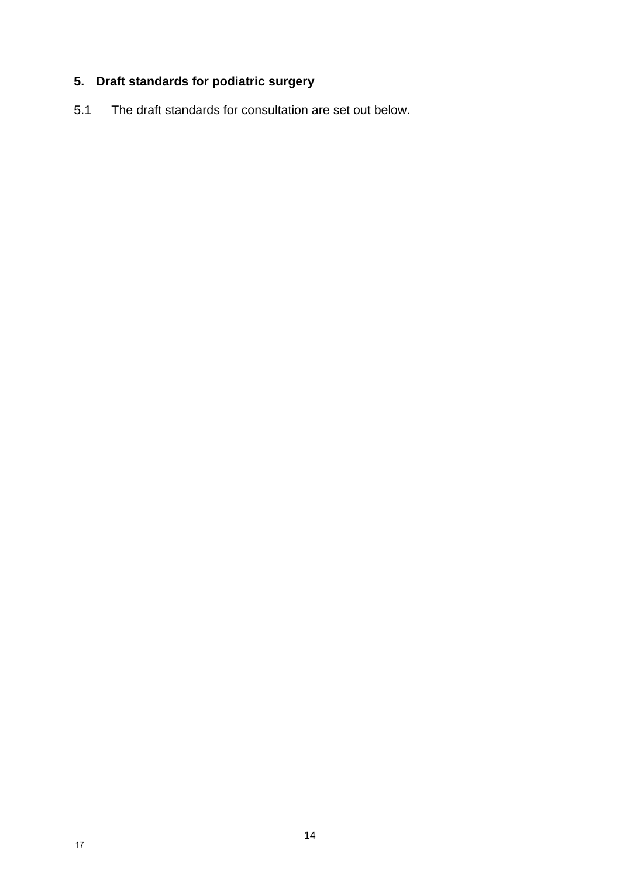## 5. Draft standards for podiatric surgery

5.1 The draft standards for consultation are set out below.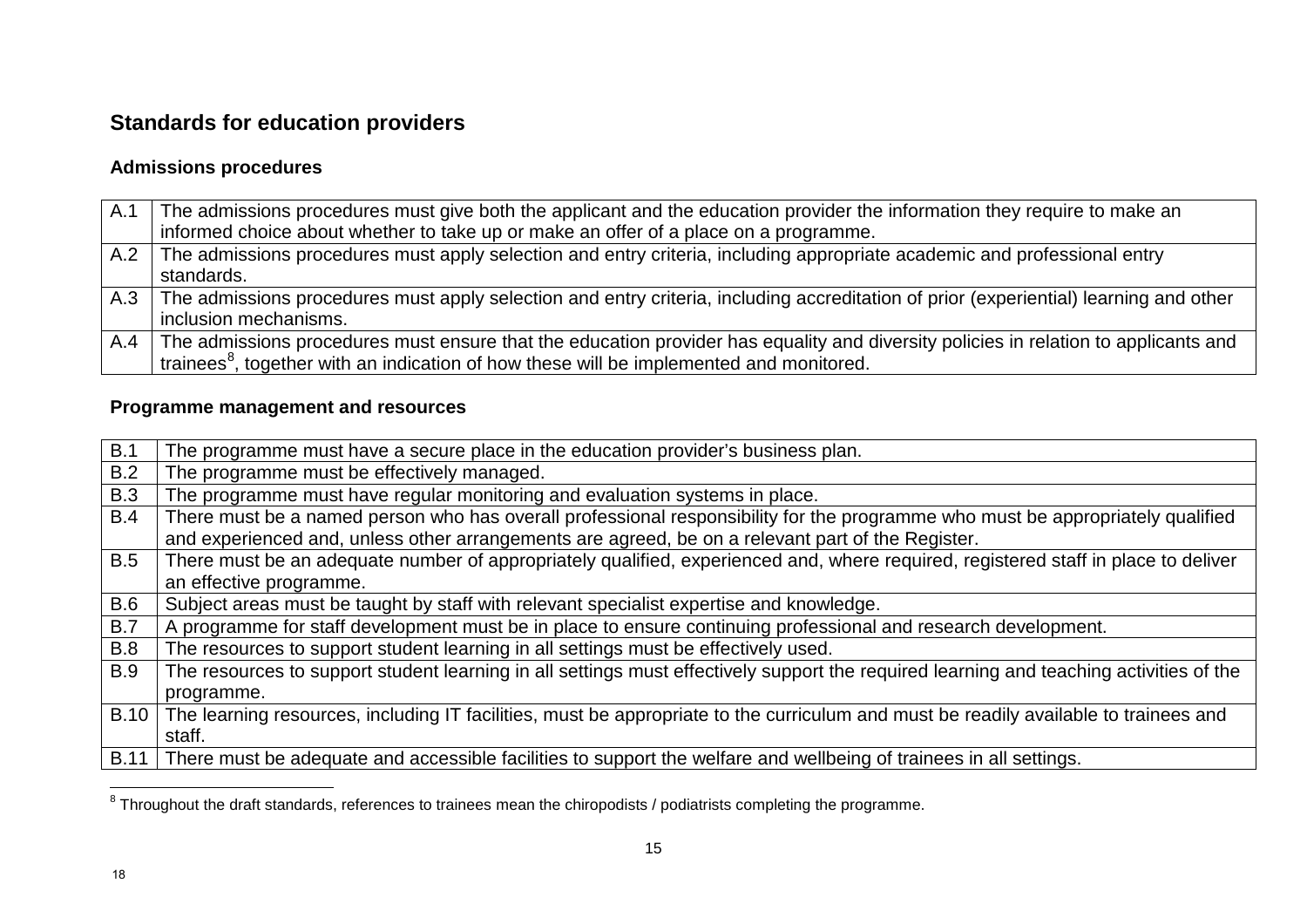## Standards for education providers

### Admissions procedures

| | |
|---|---|
| A.1 | The admissions procedures must give both the applicant and the education provider the information they require to make an informed choice about whether to take up or make an offer of a place on a programme. |
| A.2 | The admissions procedures must apply selection and entry criteria, including appropriate academic and professional entry standards. |
| A.3 | The admissions procedures must apply selection and entry criteria, including accreditation of prior (experiential) learning and other inclusion mechanisms. |
| A.4 | The admissions procedures must ensure that the education provider has equality and diversity policies in relation to applicants and trainees[8], together with an indication of how these will be implemented and monitored. |

### Programme management and resources

| | |
|---|---|
| B.1 | The programme must have a secure place in the education provider's business plan. |
| B.2 | The programme must be effectively managed. |
| B.3 | The programme must have regular monitoring and evaluation systems in place. |
| B.4 | There must be a named person who has overall professional responsibility for the programme who must be appropriately qualified and experienced and, unless other arrangements are agreed, be on a relevant part of the Register. |
| B.5 | There must be an adequate number of appropriately qualified, experienced and, where required, registered staff in place to deliver an effective programme. |
| B.6 | Subject areas must be taught by staff with relevant specialist expertise and knowledge. |
| B.7 | A programme for staff development must be in place to ensure continuing professional and research development. |
| B.8 | The resources to support student learning in all settings must be effectively used. |
| B.9 | The resources to support student learning in all settings must effectively support the required learning and teaching activities of the programme. |
| B.10 | The learning resources, including IT facilities, must be appropriate to the curriculum and must be readily available to trainees and staff. |
| B.11 | There must be adequate and accessible facilities to support the welfare and wellbeing of trainees in all settings. |

[8] Throughout the draft standards, references to trainees mean the chiropodists / podiatrists completing the programme.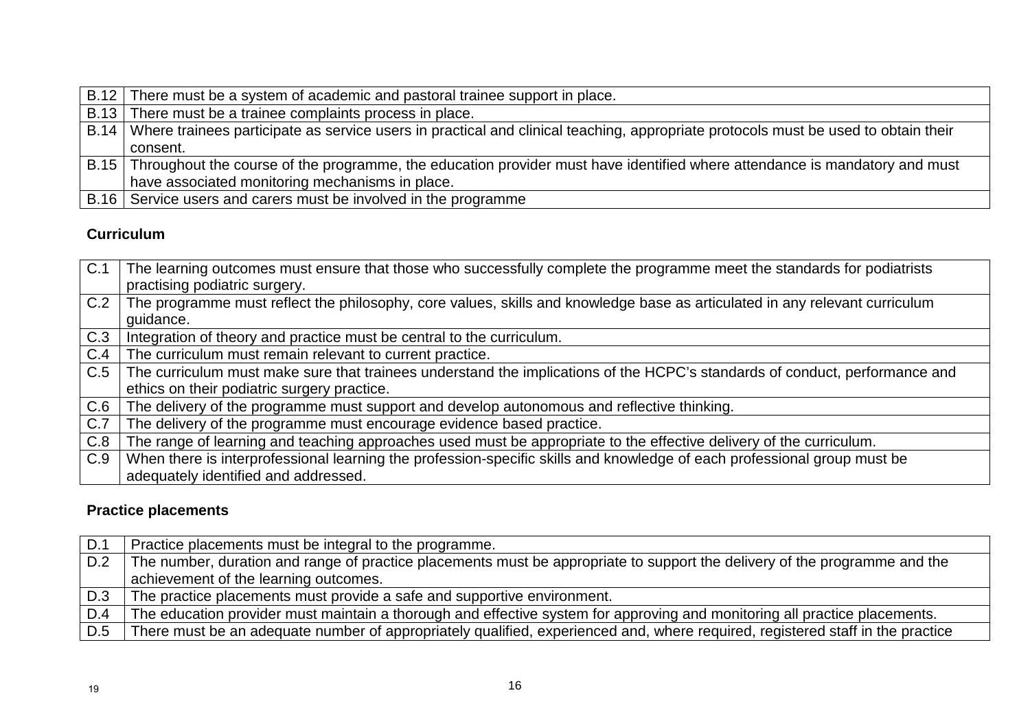| B.12 | There must be a system of academic and pastoral trainee support in place. |
|---|---|
| B.13 | There must be a trainee complaints process in place. |
| B.14 | Where trainees participate as service users in practical and clinical teaching, appropriate protocols must be used to obtain their consent. |
| B.15 | Throughout the course of the programme, the education provider must have identified where attendance is mandatory and must have associated monitoring mechanisms in place. |
| B.16 | Service users and carers must be involved in the programme |

**Curriculum**

| C.1 | The learning outcomes must ensure that those who successfully complete the programme meet the standards for podiatrists practising podiatric surgery. |
|---|---|
| C.2 | The programme must reflect the philosophy, core values, skills and knowledge base as articulated in any relevant curriculum guidance. |
| C.3 | Integration of theory and practice must be central to the curriculum. |
| C.4 | The curriculum must remain relevant to current practice. |
| C.5 | The curriculum must make sure that trainees understand the implications of the HCPC's standards of conduct, performance and ethics on their podiatric surgery practice. |
| C.6 | The delivery of the programme must support and develop autonomous and reflective thinking. |
| C.7 | The delivery of the programme must encourage evidence based practice. |
| C.8 | The range of learning and teaching approaches used must be appropriate to the effective delivery of the curriculum. |
| C.9 | When there is interprofessional learning the profession-specific skills and knowledge of each professional group must be adequately identified and addressed. |

**Practice placements**

| D.1 | Practice placements must be integral to the programme. |
|---|---|
| D.2 | The number, duration and range of practice placements must be appropriate to support the delivery of the programme and the achievement of the learning outcomes. |
| D.3 | The practice placements must provide a safe and supportive environment. |
| D.4 | The education provider must maintain a thorough and effective system for approving and monitoring all practice placements. |
| D.5 | There must be an adequate number of appropriately qualified, experienced and, where required, registered staff in the practice |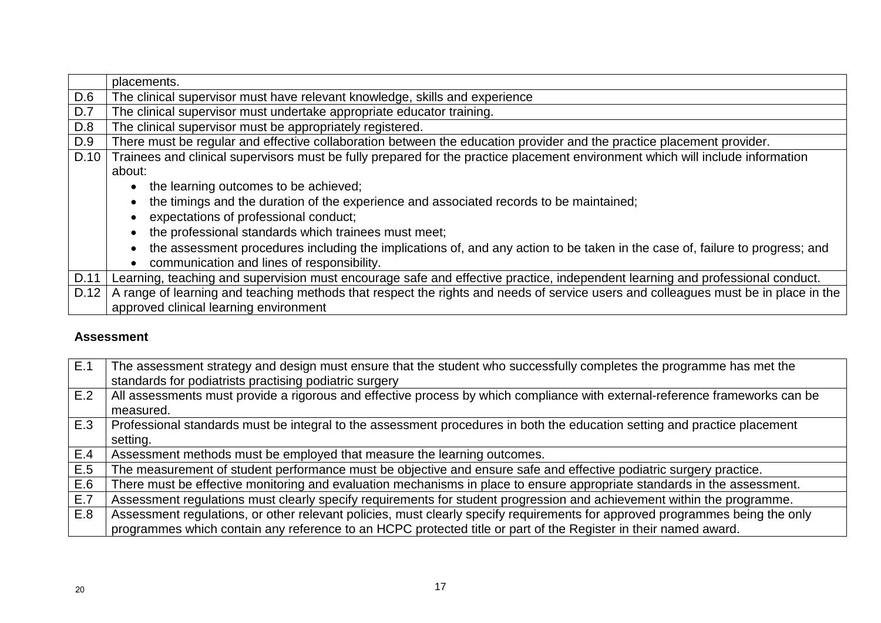| | |
|---|---|
| | placements. |
| D.6 | The clinical supervisor must have relevant knowledge, skills and experience |
| D.7 | The clinical supervisor must undertake appropriate educator training. |
| D.8 | The clinical supervisor must be appropriately registered. |
| D.9 | There must be regular and effective collaboration between the education provider and the practice placement provider. |
| D.10 | Trainees and clinical supervisors must be fully prepared for the practice placement environment which will include information about: <br>• the learning outcomes to be achieved; <br>• the timings and the duration of the experience and associated records to be maintained; <br>• expectations of professional conduct; <br>• the professional standards which trainees must meet; <br>• the assessment procedures including the implications of, and any action to be taken in the case of, failure to progress; and <br>• communication and lines of responsibility. |
| D.11 | Learning, teaching and supervision must encourage safe and effective practice, independent learning and professional conduct. |
| D.12 | A range of learning and teaching methods that respect the rights and needs of service users and colleagues must be in place in the approved clinical learning environment |

**Assessment**

| | |
|---|---|
| E.1 | The assessment strategy and design must ensure that the student who successfully completes the programme has met the standards for podiatrists practising podiatric surgery |
| E.2 | All assessments must provide a rigorous and effective process by which compliance with external-reference frameworks can be measured. |
| E.3 | Professional standards must be integral to the assessment procedures in both the education setting and practice placement setting. |
| E.4 | Assessment methods must be employed that measure the learning outcomes. |
| E.5 | The measurement of student performance must be objective and ensure safe and effective podiatric surgery practice. |
| E.6 | There must be effective monitoring and evaluation mechanisms in place to ensure appropriate standards in the assessment. |
| E.7 | Assessment regulations must clearly specify requirements for student progression and achievement within the programme. |
| E.8 | Assessment regulations, or other relevant policies, must clearly specify requirements for approved programmes being the only programmes which contain any reference to an HCPC protected title or part of the Register in their named award. |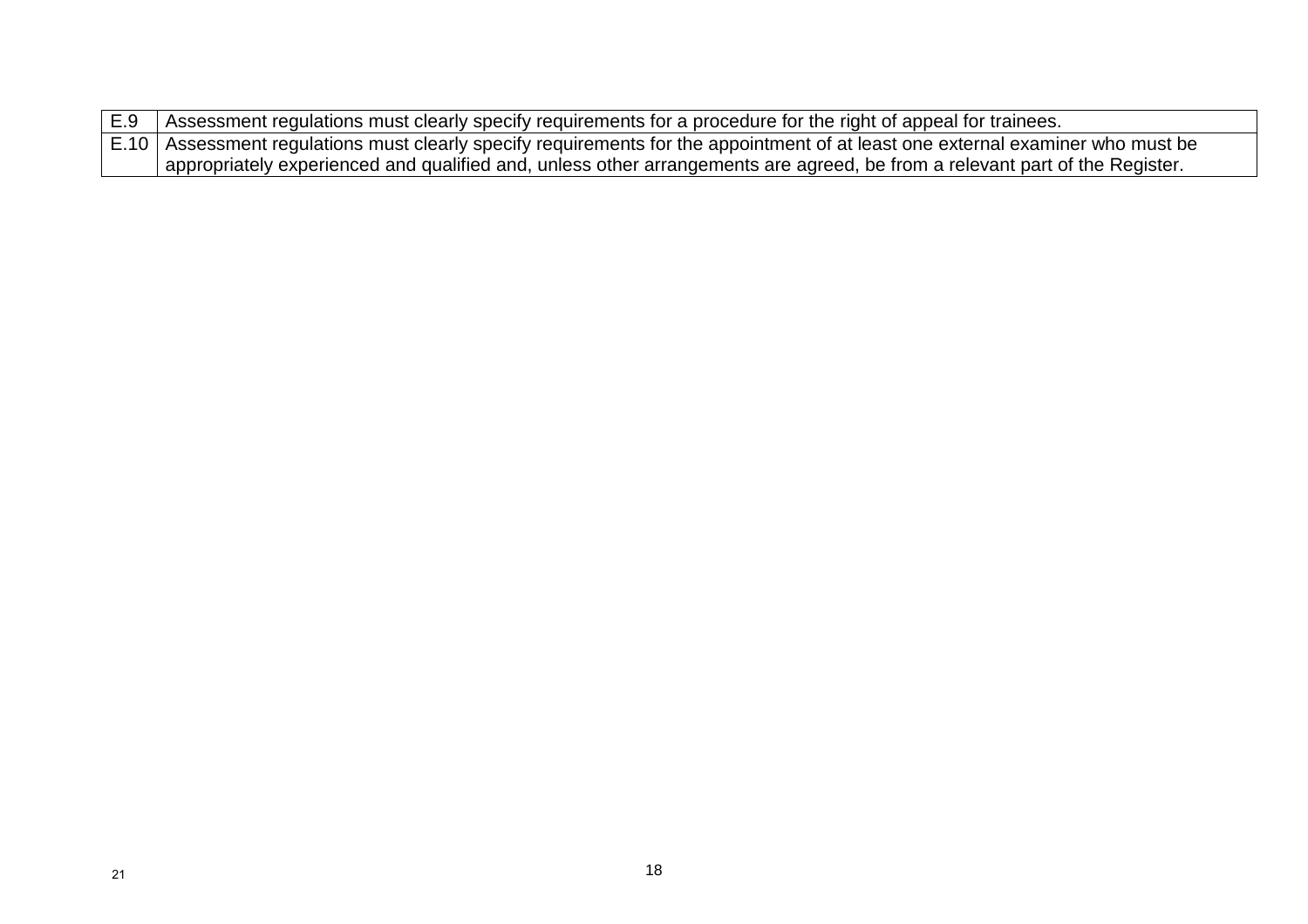| | |
|---|---|
| E.9 | Assessment regulations must clearly specify requirements for a procedure for the right of appeal for trainees. |
| E.10 | Assessment regulations must clearly specify requirements for the appointment of at least one external examiner who must be appropriately experienced and qualified and, unless other arrangements are agreed, be from a relevant part of the Register. |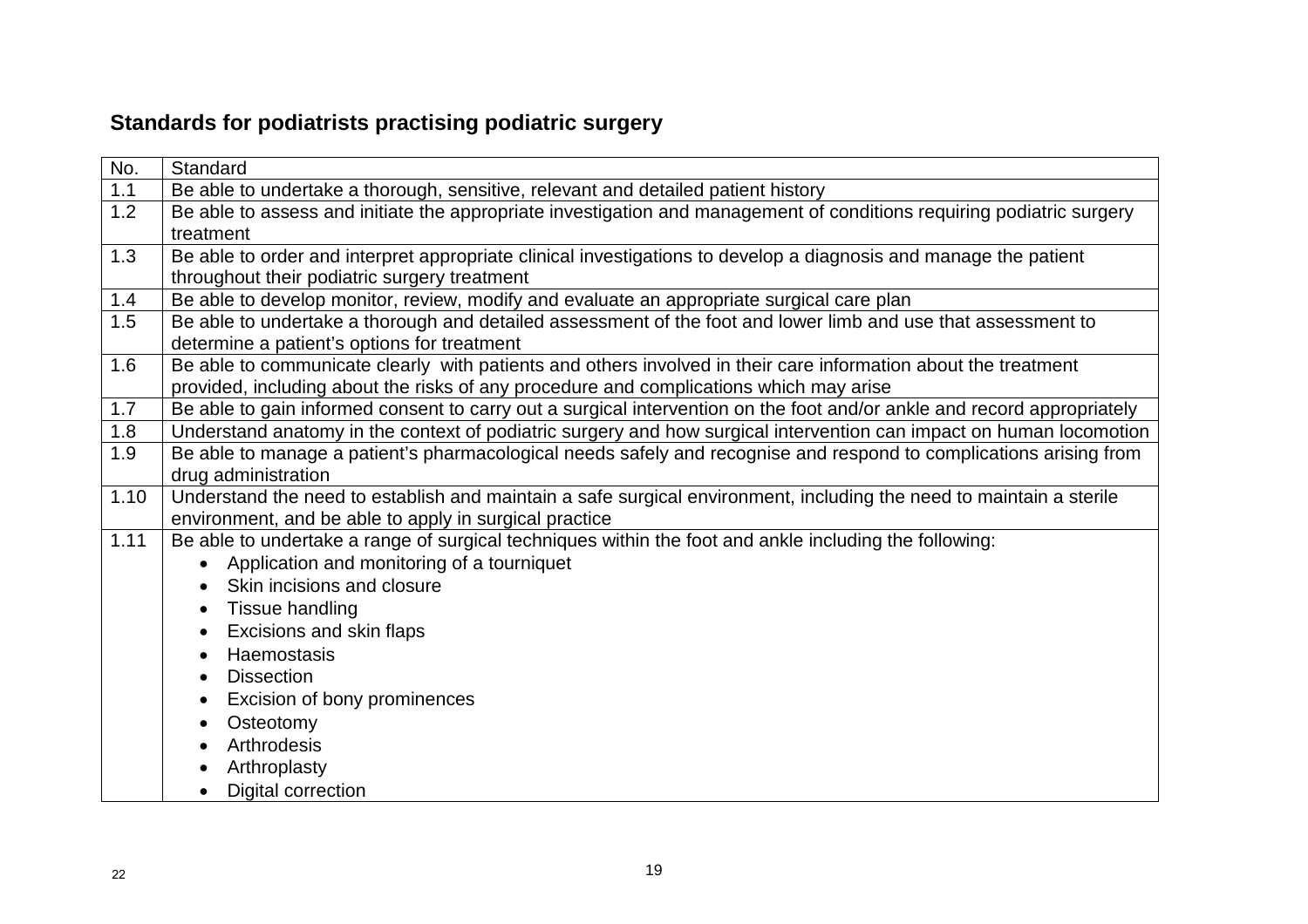## Standards for podiatrists practising podiatric surgery

| No. | Standard |
| --- | --- |
| 1.1 | Be able to undertake a thorough, sensitive, relevant and detailed patient history |
| 1.2 | Be able to assess and initiate the appropriate investigation and management of conditions requiring podiatric surgery treatment |
| 1.3 | Be able to order and interpret appropriate clinical investigations to develop a diagnosis and manage the patient throughout their podiatric surgery treatment |
| 1.4 | Be able to develop monitor, review, modify and evaluate an appropriate surgical care plan |
| 1.5 | Be able to undertake a thorough and detailed assessment of the foot and lower limb and use that assessment to determine a patient's options for treatment |
| 1.6 | Be able to communicate clearly with patients and others involved in their care information about the treatment provided, including about the risks of any procedure and complications which may arise |
| 1.7 | Be able to gain informed consent to carry out a surgical intervention on the foot and/or ankle and record appropriately |
| 1.8 | Understand anatomy in the context of podiatric surgery and how surgical intervention can impact on human locomotion |
| 1.9 | Be able to manage a patient's pharmacological needs safely and recognise and respond to complications arising from drug administration |
| 1.10 | Understand the need to establish and maintain a safe surgical environment, including the need to maintain a sterile environment, and be able to apply in surgical practice |
| 1.11 | Be able to undertake a range of surgical techniques within the foot and ankle including the following:<br>• Application and monitoring of a tourniquet<br>• Skin incisions and closure<br>• Tissue handling<br>• Excisions and skin flaps<br>• Haemostasis<br>• Dissection<br>• Excision of bony prominences<br>• Osteotomy<br>• Arthrodesis<br>• Arthroplasty<br>• Digital correction |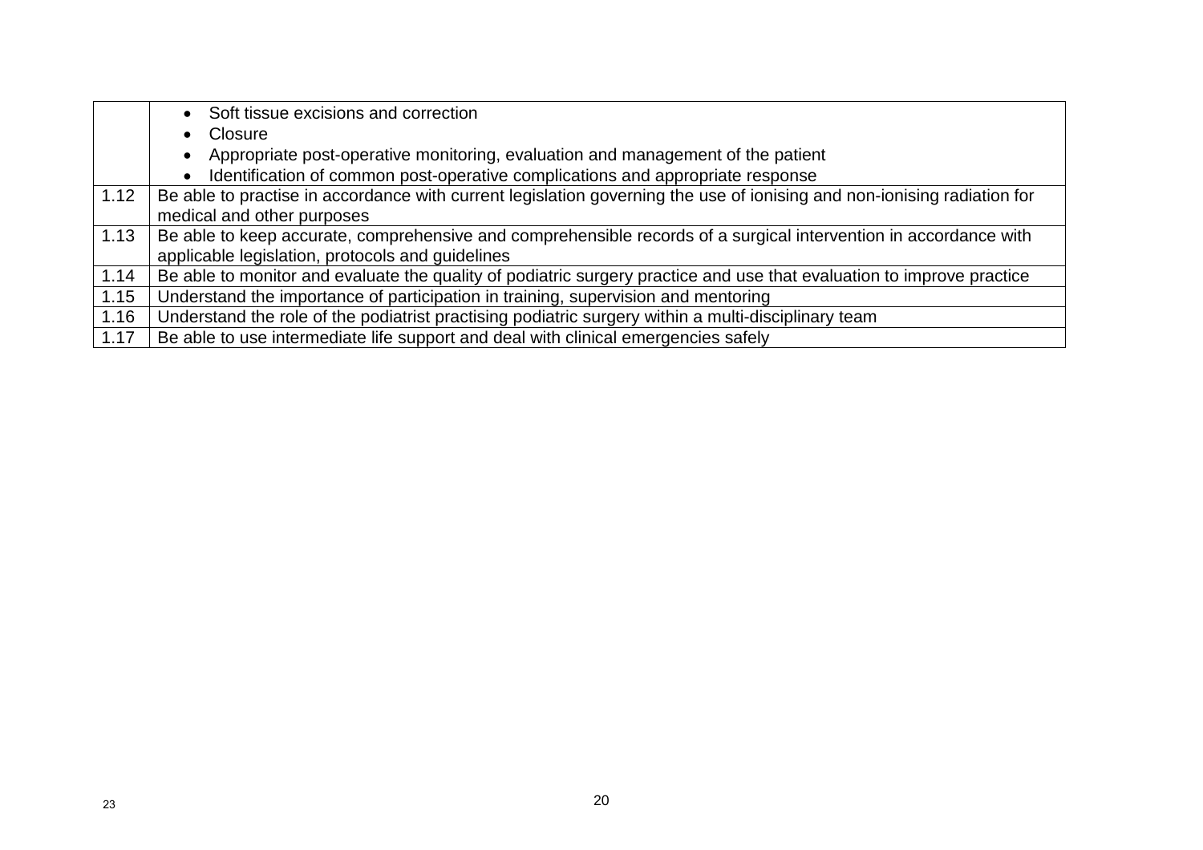| | |
|---|---|
| | • Soft tissue excisions and correction<br>• Closure<br>• Appropriate post-operative monitoring, evaluation and management of the patient<br>• Identification of common post-operative complications and appropriate response |
| 1.12 | Be able to practise in accordance with current legislation governing the use of ionising and non-ionising radiation for medical and other purposes |
| 1.13 | Be able to keep accurate, comprehensive and comprehensible records of a surgical intervention in accordance with applicable legislation, protocols and guidelines |
| 1.14 | Be able to monitor and evaluate the quality of podiatric surgery practice and use that evaluation to improve practice |
| 1.15 | Understand the importance of participation in training, supervision and mentoring |
| 1.16 | Understand the role of the podiatrist practising podiatric surgery within a multi-disciplinary team |
| 1.17 | Be able to use intermediate life support and deal with clinical emergencies safely |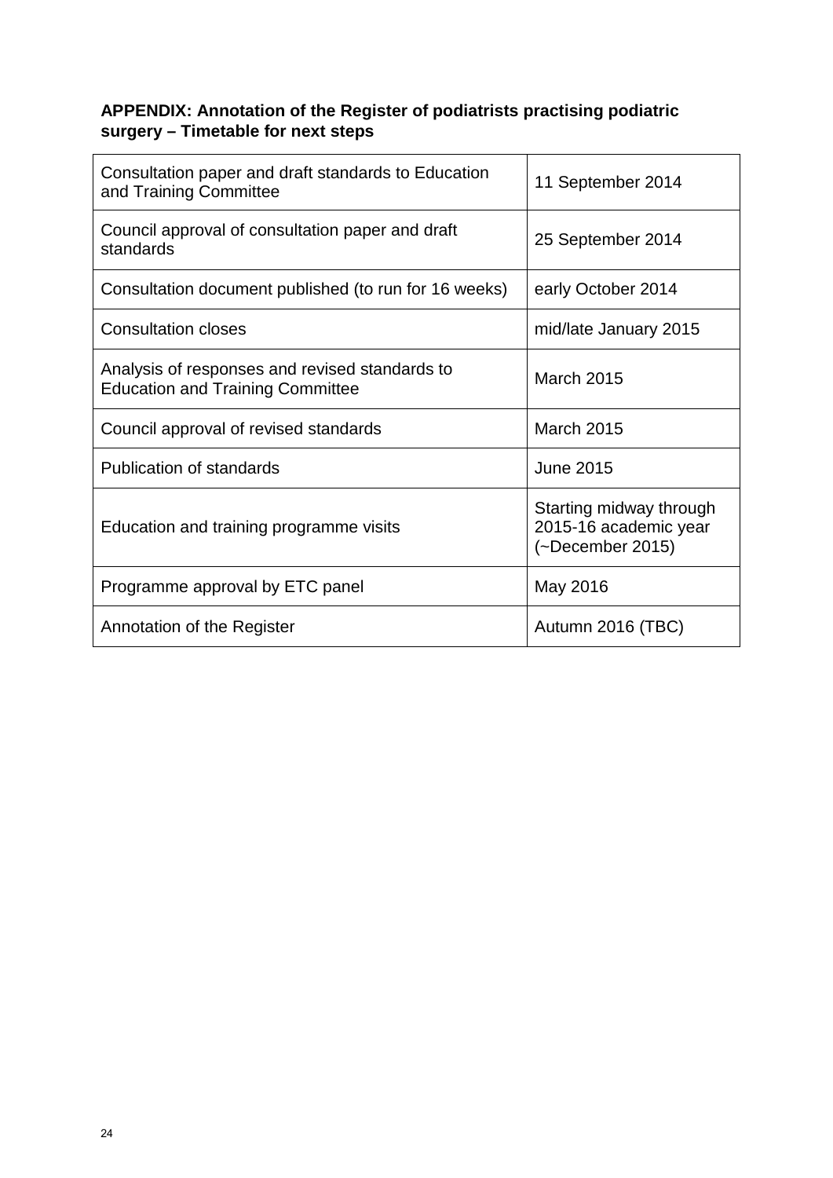**APPENDIX: Annotation of the Register of podiatrists practising podiatric surgery – Timetable for next steps**

| | |
|---|---|
| Consultation paper and draft standards to Education and Training Committee | 11 September 2014 |
| Council approval of consultation paper and draft standards | 25 September 2014 |
| Consultation document published (to run for 16 weeks) | early October 2014 |
| Consultation closes | mid/late January 2015 |
| Analysis of responses and revised standards to Education and Training Committee | March 2015 |
| Council approval of revised standards | March 2015 |
| Publication of standards | June 2015 |
| Education and training programme visits | Starting midway through 2015-16 academic year (~December 2015) |
| Programme approval by ETC panel | May 2016 |
| Annotation of the Register | Autumn 2016 (TBC) |